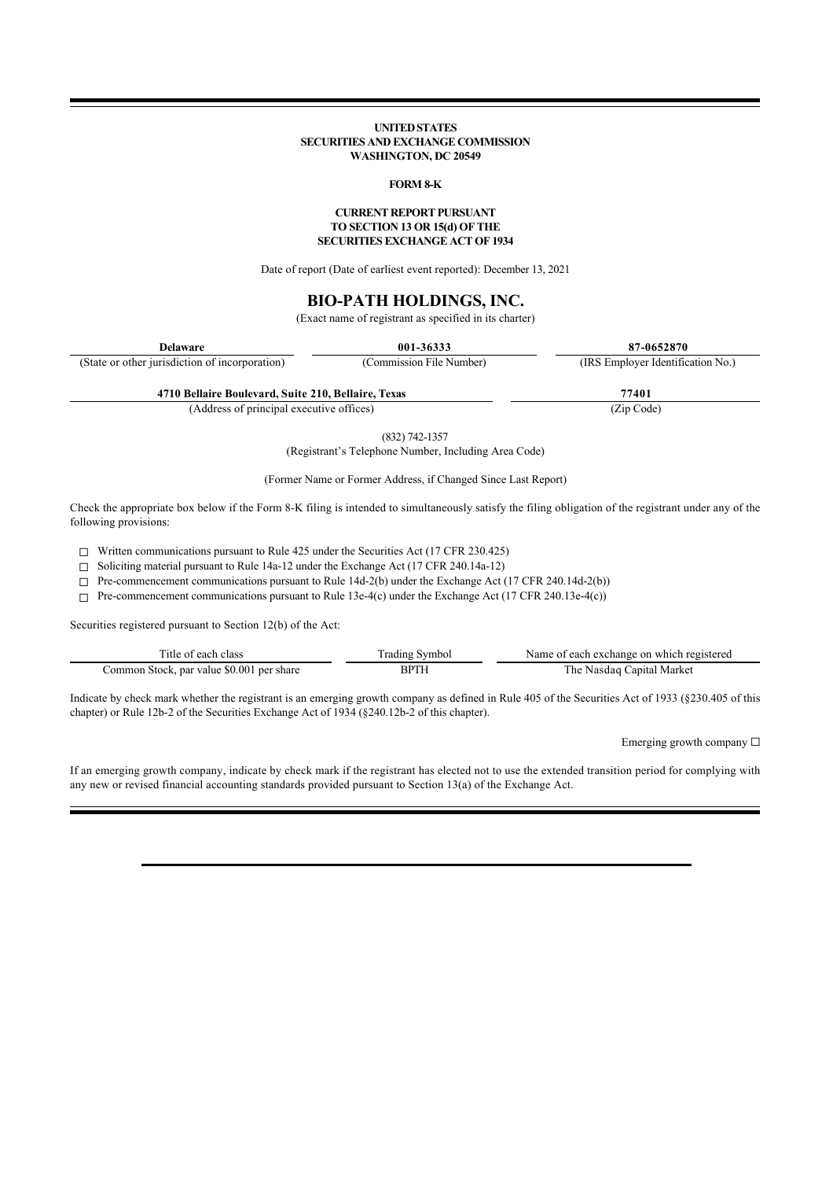**UNITED STATES**
**SECURITIES AND EXCHANGE COMMISSION**
**WASHINGTON, DC 20549**

**FORM 8-K**

**CURRENT REPORT PURSUANT**
**TO SECTION 13 OR 15(d) OF THE**
**SECURITIES EXCHANGE ACT OF 1934**

Date of report (Date of earliest event reported): December 13, 2021

# BIO-PATH HOLDINGS, INC.

(Exact name of registrant as specified in its charter)

| **Delaware** | **001-36333** | **87-0652870** |
|---|---|---|
| (State or other jurisdiction of incorporation) | (Commission File Number) | (IRS Employer Identification No.) |

| **4710 Bellaire Boulevard, Suite 210, Bellaire, Texas** | **77401** |
|---|---|
| (Address of principal executive offices) | (Zip Code) |

(832) 742-1357
(Registrant's Telephone Number, Including Area Code)

(Former Name or Former Address, if Changed Since Last Report)

Check the appropriate box below if the Form 8-K filing is intended to simultaneously satisfy the filing obligation of the registrant under any of the following provisions:

☐ Written communications pursuant to Rule 425 under the Securities Act (17 CFR 230.425)

☐ Soliciting material pursuant to Rule 14a-12 under the Exchange Act (17 CFR 240.14a-12)

☐ Pre-commencement communications pursuant to Rule 14d-2(b) under the Exchange Act (17 CFR 240.14d-2(b))

☐ Pre-commencement communications pursuant to Rule 13e-4(c) under the Exchange Act (17 CFR 240.13e-4(c))

Securities registered pursuant to Section 12(b) of the Act:

| Title of each class | Trading Symbol | Name of each exchange on which registered |
|---|---|---|
| Common Stock, par value $0.001 per share | BPTH | The Nasdaq Capital Market |

Indicate by check mark whether the registrant is an emerging growth company as defined in Rule 405 of the Securities Act of 1933 (§230.405 of this chapter) or Rule 12b-2 of the Securities Exchange Act of 1934 (§240.12b-2 of this chapter).

Emerging growth company ☐

If an emerging growth company, indicate by check mark if the registrant has elected not to use the extended transition period for complying with any new or revised financial accounting standards provided pursuant to Section 13(a) of the Exchange Act.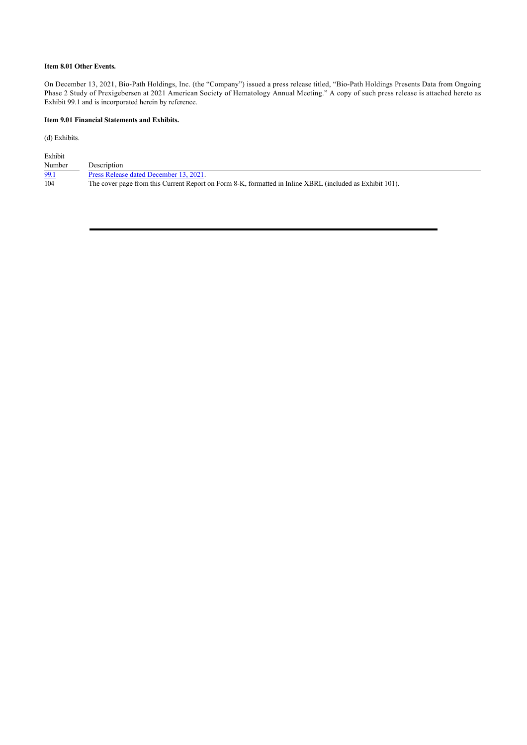**Item 8.01 Other Events.**

On December 13, 2021, Bio-Path Holdings, Inc. (the "Company") issued a press release titled, "Bio-Path Holdings Presents Data from Ongoing Phase 2 Study of Prexigebersen at 2021 American Society of Hematology Annual Meeting." A copy of such press release is attached hereto as Exhibit 99.1 and is incorporated herein by reference.

**Item 9.01 Financial Statements and Exhibits.**

(d) Exhibits.

| Exhibit Number | Description |
|---|---|
| 99.1 | Press Release dated December 13, 2021. |
| 104 | The cover page from this Current Report on Form 8-K, formatted in Inline XBRL (included as Exhibit 101). |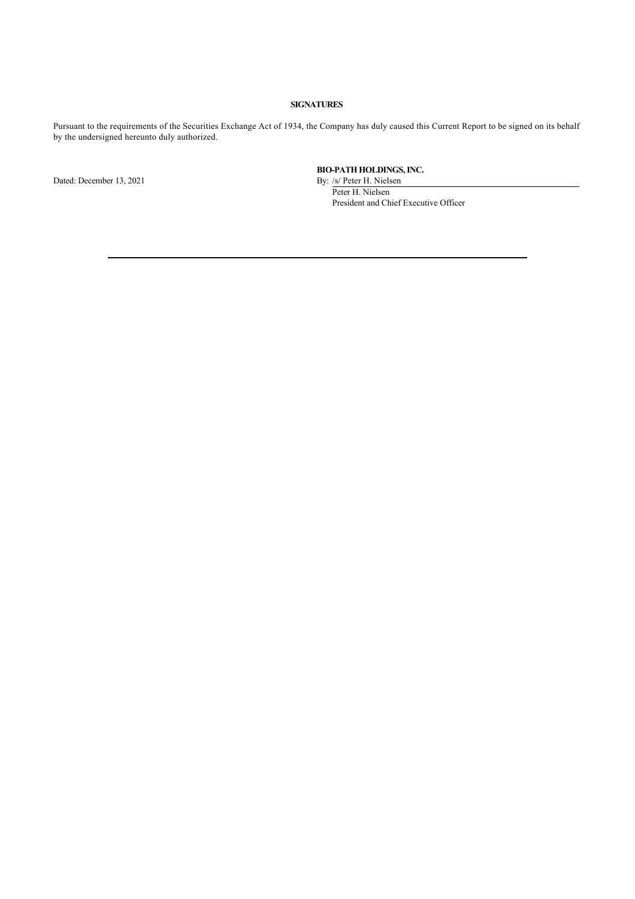**SIGNATURES**

Pursuant to the requirements of the Securities Exchange Act of 1934, the Company has duly caused this Current Report to be signed on its behalf by the undersigned hereunto duly authorized.

**BIO-PATH HOLDINGS, INC.**

Dated: December 13, 2021

By: /s/ Peter H. Nielsen
Peter H. Nielsen
President and Chief Executive Officer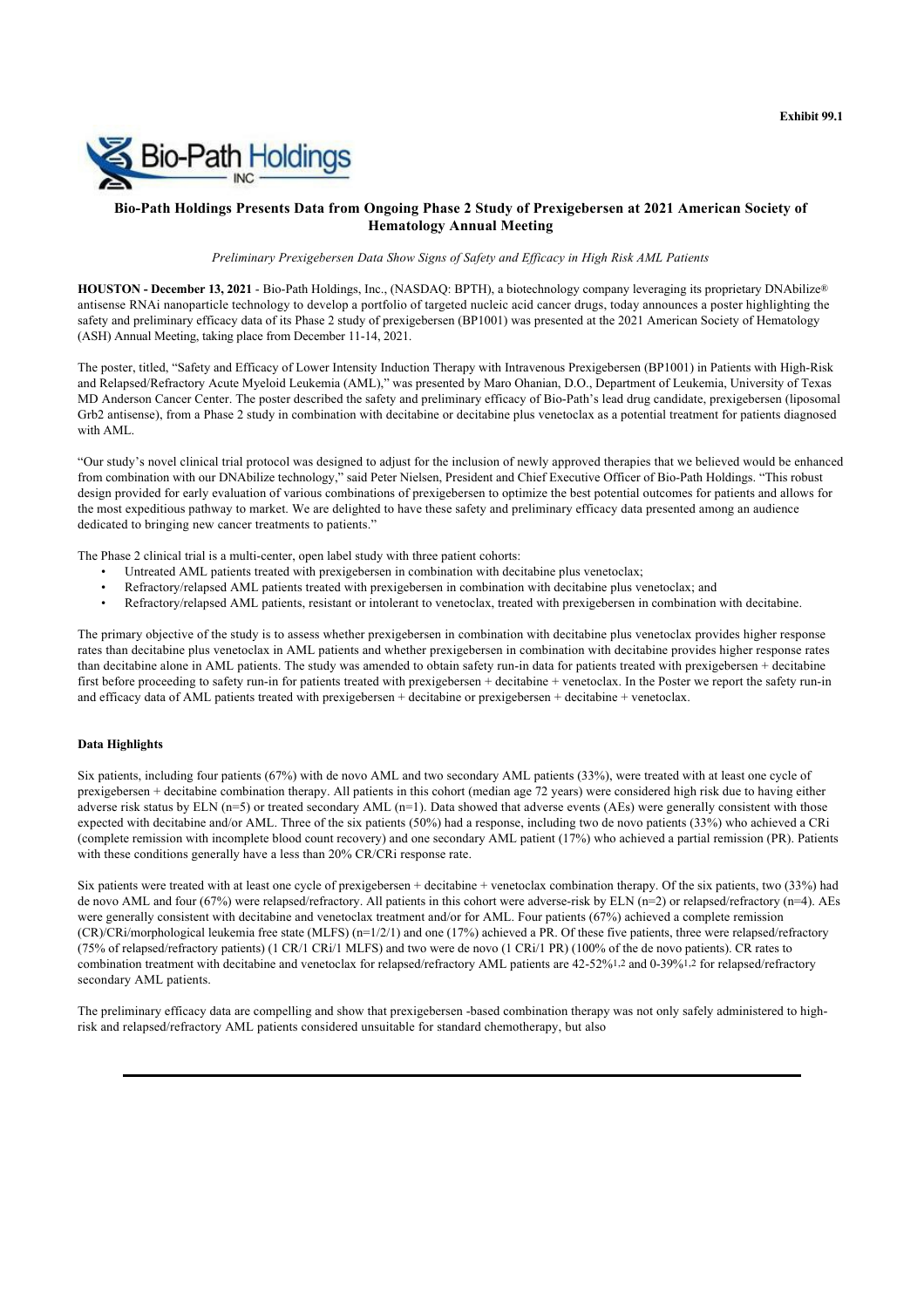Exhibit 99.1

# Bio-Path Holdings Presents Data from Ongoing Phase 2 Study of Prexigebersen at 2021 American Society of Hematology Annual Meeting

*Preliminary Prexigebersen Data Show Signs of Safety and Efficacy in High Risk AML Patients*

**HOUSTON - December 13, 2021** - Bio-Path Holdings, Inc., (NASDAQ: BPTH), a biotechnology company leveraging its proprietary DNAbilize® antisense RNAi nanoparticle technology to develop a portfolio of targeted nucleic acid cancer drugs, today announces a poster highlighting the safety and preliminary efficacy data of its Phase 2 study of prexigebersen (BP1001) was presented at the 2021 American Society of Hematology (ASH) Annual Meeting, taking place from December 11-14, 2021.

The poster, titled, "Safety and Efficacy of Lower Intensity Induction Therapy with Intravenous Prexigebersen (BP1001) in Patients with High-Risk and Relapsed/Refractory Acute Myeloid Leukemia (AML)," was presented by Maro Ohanian, D.O., Department of Leukemia, University of Texas MD Anderson Cancer Center. The poster described the safety and preliminary efficacy of Bio-Path's lead drug candidate, prexigebersen (liposomal Grb2 antisense), from a Phase 2 study in combination with decitabine or decitabine plus venetoclax as a potential treatment for patients diagnosed with AML.

"Our study's novel clinical trial protocol was designed to adjust for the inclusion of newly approved therapies that we believed would be enhanced from combination with our DNAbilize technology," said Peter Nielsen, President and Chief Executive Officer of Bio-Path Holdings. "This robust design provided for early evaluation of various combinations of prexigebersen to optimize the best potential outcomes for patients and allows for the most expeditious pathway to market. We are delighted to have these safety and preliminary efficacy data presented among an audience dedicated to bringing new cancer treatments to patients."

The Phase 2 clinical trial is a multi-center, open label study with three patient cohorts:

- Untreated AML patients treated with prexigebersen in combination with decitabine plus venetoclax;
- Refractory/relapsed AML patients treated with prexigebersen in combination with decitabine plus venetoclax; and
- Refractory/relapsed AML patients, resistant or intolerant to venetoclax, treated with prexigebersen in combination with decitabine.

The primary objective of the study is to assess whether prexigebersen in combination with decitabine plus venetoclax provides higher response rates than decitabine plus venetoclax in AML patients and whether prexigebersen in combination with decitabine provides higher response rates than decitabine alone in AML patients. The study was amended to obtain safety run-in data for patients treated with prexigebersen + decitabine first before proceeding to safety run-in for patients treated with prexigebersen + decitabine + venetoclax. In the Poster we report the safety run-in and efficacy data of AML patients treated with prexigebersen + decitabine or prexigebersen + decitabine + venetoclax.

**Data Highlights**

Six patients, including four patients (67%) with de novo AML and two secondary AML patients (33%), were treated with at least one cycle of prexigebersen + decitabine combination therapy. All patients in this cohort (median age 72 years) were considered high risk due to having either adverse risk status by ELN (n=5) or treated secondary AML (n=1). Data showed that adverse events (AEs) were generally consistent with those expected with decitabine and/or AML. Three of the six patients (50%) had a response, including two de novo patients (33%) who achieved a CRi (complete remission with incomplete blood count recovery) and one secondary AML patient (17%) who achieved a partial remission (PR). Patients with these conditions generally have a less than 20% CR/CRi response rate.

Six patients were treated with at least one cycle of prexigebersen + decitabine + venetoclax combination therapy. Of the six patients, two (33%) had de novo AML and four (67%) were relapsed/refractory. All patients in this cohort were adverse-risk by ELN (n=2) or relapsed/refractory (n=4). AEs were generally consistent with decitabine and venetoclax treatment and/or for AML. Four patients (67%) achieved a complete remission (CR)/CRi/morphological leukemia free state (MLFS) (n=1/2/1) and one (17%) achieved a PR. Of these five patients, three were relapsed/refractory (75% of relapsed/refractory patients) (1 CR/1 CRi/1 MLFS) and two were de novo (1 CRi/1 PR) (100% of the de novo patients). CR rates to combination treatment with decitabine and venetoclax for relapsed/refractory AML patients are 42-52%[1,2] and 0-39%[1,2] for relapsed/refractory secondary AML patients.

The preliminary efficacy data are compelling and show that prexigebersen -based combination therapy was not only safely administered to high-risk and relapsed/refractory AML patients considered unsuitable for standard chemotherapy, but also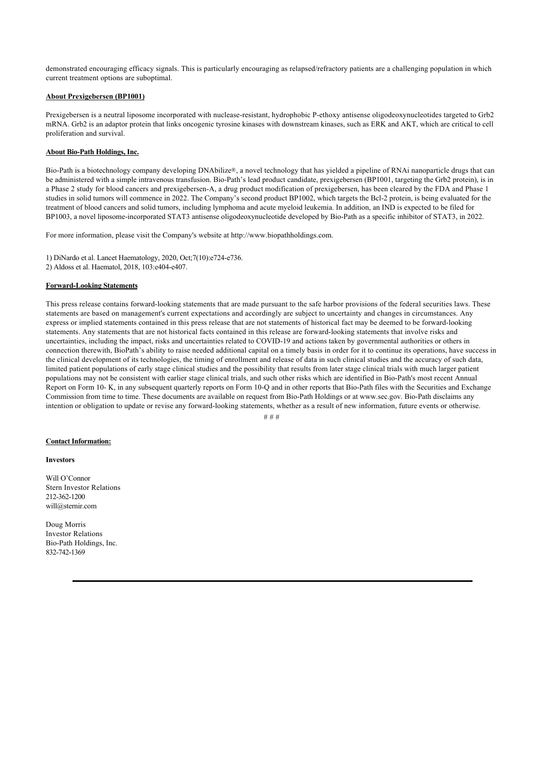demonstrated encouraging efficacy signals. This is particularly encouraging as relapsed/refractory patients are a challenging population in which current treatment options are suboptimal.

**About Prexigebersen (BP1001)**

Prexigebersen is a neutral liposome incorporated with nuclease-resistant, hydrophobic P-ethoxy antisense oligodeoxynucleotides targeted to Grb2 mRNA. Grb2 is an adaptor protein that links oncogenic tyrosine kinases with downstream kinases, such as ERK and AKT, which are critical to cell proliferation and survival.

**About Bio-Path Holdings, Inc.**

Bio-Path is a biotechnology company developing DNAbilize®, a novel technology that has yielded a pipeline of RNAi nanoparticle drugs that can be administered with a simple intravenous transfusion. Bio-Path's lead product candidate, prexigebersen (BP1001, targeting the Grb2 protein), is in a Phase 2 study for blood cancers and prexigebersen-A, a drug product modification of prexigebersen, has been cleared by the FDA and Phase 1 studies in solid tumors will commence in 2022. The Company's second product BP1002, which targets the Bcl-2 protein, is being evaluated for the treatment of blood cancers and solid tumors, including lymphoma and acute myeloid leukemia. In addition, an IND is expected to be filed for BP1003, a novel liposome-incorporated STAT3 antisense oligodeoxynucleotide developed by Bio-Path as a specific inhibitor of STAT3, in 2022.

For more information, please visit the Company's website at http://www.biopathholdings.com.

1) DiNardo et al. Lancet Haematology, 2020, Oct;7(10):e724-e736.
2) Aldoss et al. Haematol, 2018, 103:e404-e407.

**Forward-Looking Statements**

This press release contains forward-looking statements that are made pursuant to the safe harbor provisions of the federal securities laws. These statements are based on management's current expectations and accordingly are subject to uncertainty and changes in circumstances. Any express or implied statements contained in this press release that are not statements of historical fact may be deemed to be forward-looking statements. Any statements that are not historical facts contained in this release are forward-looking statements that involve risks and uncertainties, including the impact, risks and uncertainties related to COVID-19 and actions taken by governmental authorities or others in connection therewith, BioPath's ability to raise needed additional capital on a timely basis in order for it to continue its operations, have success in the clinical development of its technologies, the timing of enrollment and release of data in such clinical studies and the accuracy of such data, limited patient populations of early stage clinical studies and the possibility that results from later stage clinical trials with much larger patient populations may not be consistent with earlier stage clinical trials, and such other risks which are identified in Bio-Path's most recent Annual Report on Form 10- K, in any subsequent quarterly reports on Form 10-Q and in other reports that Bio-Path files with the Securities and Exchange Commission from time to time. These documents are available on request from Bio-Path Holdings or at www.sec.gov. Bio-Path disclaims any intention or obligation to update or revise any forward-looking statements, whether as a result of new information, future events or otherwise.

# # #

**Contact Information:**

**Investors**

Will O'Connor
Stern Investor Relations
212-362-1200
will@sternir.com

Doug Morris
Investor Relations
Bio-Path Holdings, Inc.
832-742-1369